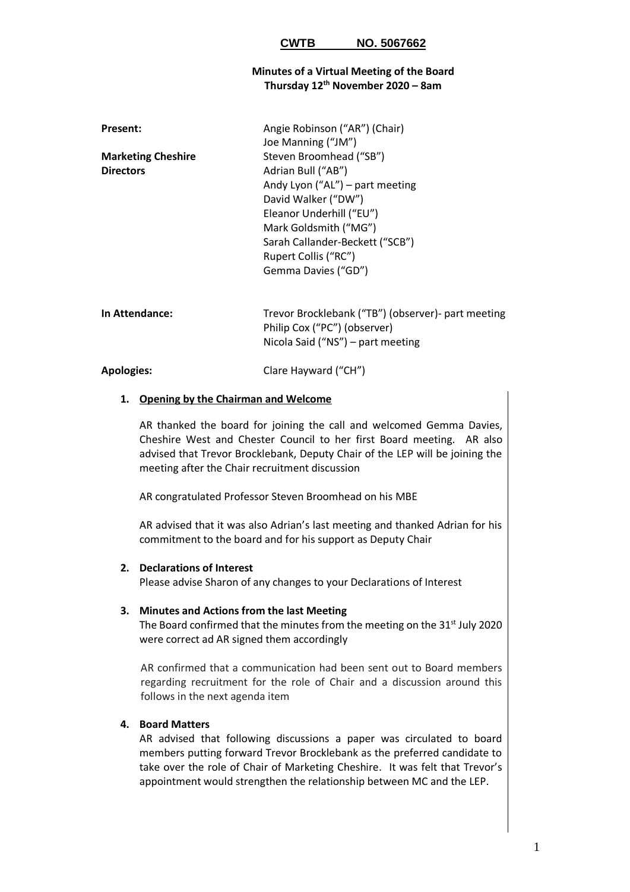**CWTB NO. 5067662**

**Minutes of a Virtual Meeting of the Board**
**Thursday 12th November 2020 – 8am**

| | |
|---|---|
| **Present:** | Angie Robinson ("AR") (Chair) |
| | Joe Manning ("JM") |
| **Marketing Cheshire** | Steven Broomhead ("SB") |
| **Directors** | Adrian Bull ("AB") |
| | Andy Lyon ("AL") – part meeting |
| | David Walker ("DW") |
| | Eleanor Underhill ("EU") |
| | Mark Goldsmith ("MG") |
| | Sarah Callander-Beckett ("SCB") |
| | Rupert Collis ("RC") |
| | Gemma Davies ("GD") |
| **In Attendance:** | Trevor Brocklebank ("TB") (observer)- part meeting |
| | Philip Cox ("PC") (observer) |
| | Nicola Said ("NS") – part meeting |
| **Apologies:** | Clare Hayward ("CH") |

1. **Opening by the Chairman and Welcome**

   AR thanked the board for joining the call and welcomed Gemma Davies, Cheshire West and Chester Council to her first Board meeting. AR also advised that Trevor Brocklebank, Deputy Chair of the LEP will be joining the meeting after the Chair recruitment discussion

   AR congratulated Professor Steven Broomhead on his MBE

   AR advised that it was also Adrian's last meeting and thanked Adrian for his commitment to the board and for his support as Deputy Chair

2. **Declarations of Interest**

   Please advise Sharon of any changes to your Declarations of Interest

3. **Minutes and Actions from the last Meeting**

   The Board confirmed that the minutes from the meeting on the 31st July 2020 were correct ad AR signed them accordingly

   AR confirmed that a communication had been sent out to Board members regarding recruitment for the role of Chair and a discussion around this follows in the next agenda item

4. **Board Matters**

   AR advised that following discussions a paper was circulated to board members putting forward Trevor Brocklebank as the preferred candidate to take over the role of Chair of Marketing Cheshire. It was felt that Trevor's appointment would strengthen the relationship between MC and the LEP.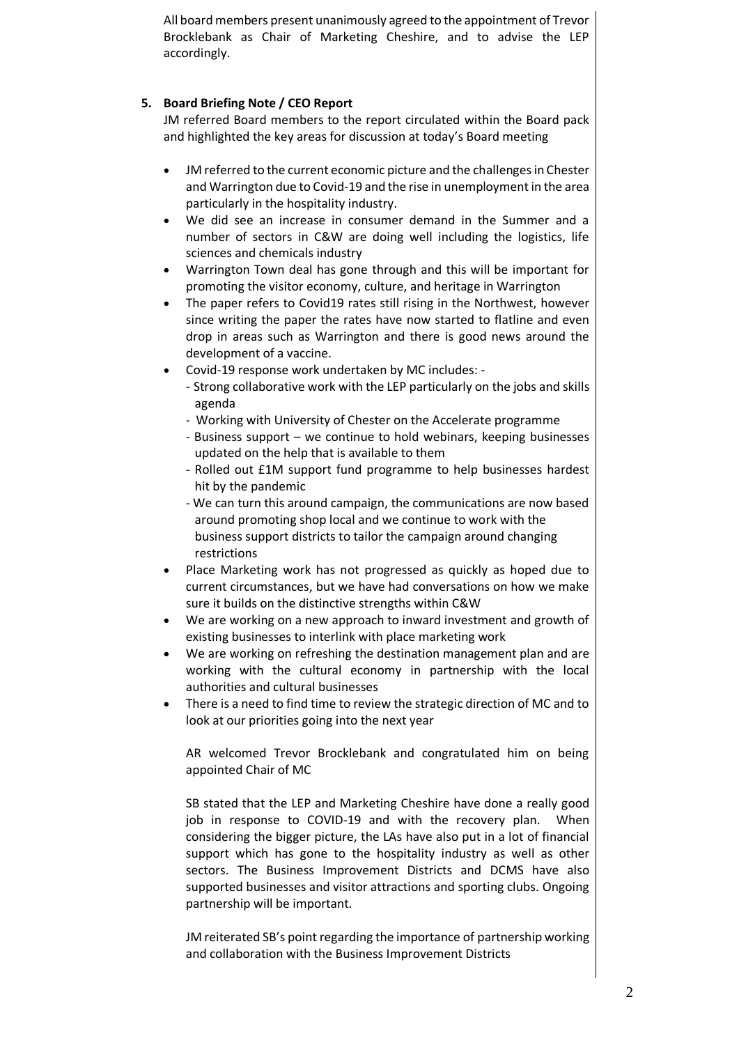All board members present unanimously agreed to the appointment of Trevor Brocklebank as Chair of Marketing Cheshire, and to advise the LEP accordingly.

**5. Board Briefing Note / CEO Report**

JM referred Board members to the report circulated within the Board pack and highlighted the key areas for discussion at today's Board meeting

- JM referred to the current economic picture and the challenges in Chester and Warrington due to Covid-19 and the rise in unemployment in the area particularly in the hospitality industry.
- We did see an increase in consumer demand in the Summer and a number of sectors in C&W are doing well including the logistics, life sciences and chemicals industry
- Warrington Town deal has gone through and this will be important for promoting the visitor economy, culture, and heritage in Warrington
- The paper refers to Covid19 rates still rising in the Northwest, however since writing the paper the rates have now started to flatline and even drop in areas such as Warrington and there is good news around the development of a vaccine.
- Covid-19 response work undertaken by MC includes: -
  - Strong collaborative work with the LEP particularly on the jobs and skills agenda
  - Working with University of Chester on the Accelerate programme
  - Business support – we continue to hold webinars, keeping businesses updated on the help that is available to them
  - Rolled out £1M support fund programme to help businesses hardest hit by the pandemic
  - We can turn this around campaign, the communications are now based around promoting shop local and we continue to work with the business support districts to tailor the campaign around changing restrictions
- Place Marketing work has not progressed as quickly as hoped due to current circumstances, but we have had conversations on how we make sure it builds on the distinctive strengths within C&W
- We are working on a new approach to inward investment and growth of existing businesses to interlink with place marketing work
- We are working on refreshing the destination management plan and are working with the cultural economy in partnership with the local authorities and cultural businesses
- There is a need to find time to review the strategic direction of MC and to look at our priorities going into the next year

AR welcomed Trevor Brocklebank and congratulated him on being appointed Chair of MC

SB stated that the LEP and Marketing Cheshire have done a really good job in response to COVID-19 and with the recovery plan. When considering the bigger picture, the LAs have also put in a lot of financial support which has gone to the hospitality industry as well as other sectors. The Business Improvement Districts and DCMS have also supported businesses and visitor attractions and sporting clubs. Ongoing partnership will be important.

JM reiterated SB's point regarding the importance of partnership working and collaboration with the Business Improvement Districts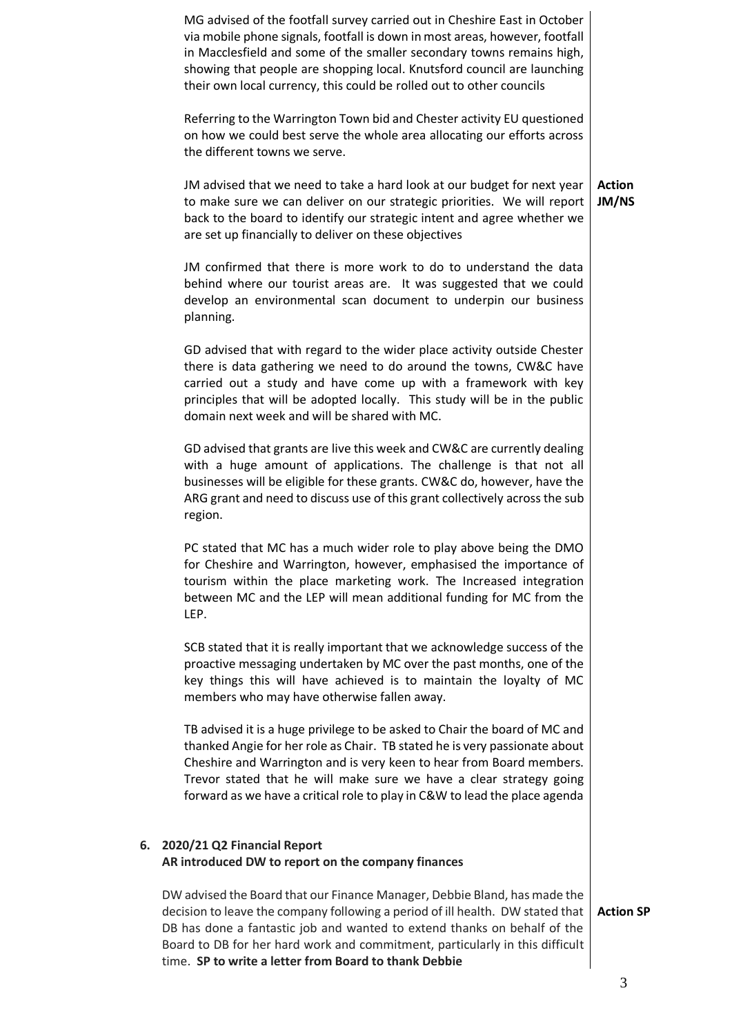MG advised of the footfall survey carried out in Cheshire East in October via mobile phone signals, footfall is down in most areas, however, footfall in Macclesfield and some of the smaller secondary towns remains high, showing that people are shopping local. Knutsford council are launching their own local currency, this could be rolled out to other councils

Referring to the Warrington Town bid and Chester activity EU questioned on how we could best serve the whole area allocating our efforts across the different towns we serve.

JM advised that we need to take a hard look at our budget for next year to make sure we can deliver on our strategic priorities. We will report back to the board to identify our strategic intent and agree whether we are set up financially to deliver on these objectives — **Action JM/NS**

JM confirmed that there is more work to do to understand the data behind where our tourist areas are. It was suggested that we could develop an environmental scan document to underpin our business planning.

GD advised that with regard to the wider place activity outside Chester there is data gathering we need to do around the towns, CW&C have carried out a study and have come up with a framework with key principles that will be adopted locally. This study will be in the public domain next week and will be shared with MC.

GD advised that grants are live this week and CW&C are currently dealing with a huge amount of applications. The challenge is that not all businesses will be eligible for these grants. CW&C do, however, have the ARG grant and need to discuss use of this grant collectively across the sub region.

PC stated that MC has a much wider role to play above being the DMO for Cheshire and Warrington, however, emphasised the importance of tourism within the place marketing work. The Increased integration between MC and the LEP will mean additional funding for MC from the LEP.

SCB stated that it is really important that we acknowledge success of the proactive messaging undertaken by MC over the past months, one of the key things this will have achieved is to maintain the loyalty of MC members who may have otherwise fallen away.

TB advised it is a huge privilege to be asked to Chair the board of MC and thanked Angie for her role as Chair. TB stated he is very passionate about Cheshire and Warrington and is very keen to hear from Board members. Trevor stated that he will make sure we have a clear strategy going forward as we have a critical role to play in C&W to lead the place agenda

**6. 2020/21 Q2 Financial Report**
**AR introduced DW to report on the company finances**

DW advised the Board that our Finance Manager, Debbie Bland, has made the decision to leave the company following a period of ill health. DW stated that DB has done a fantastic job and wanted to extend thanks on behalf of the Board to DB for her hard work and commitment, particularly in this difficult time. **SP to write a letter from Board to thank Debbie** — **Action SP**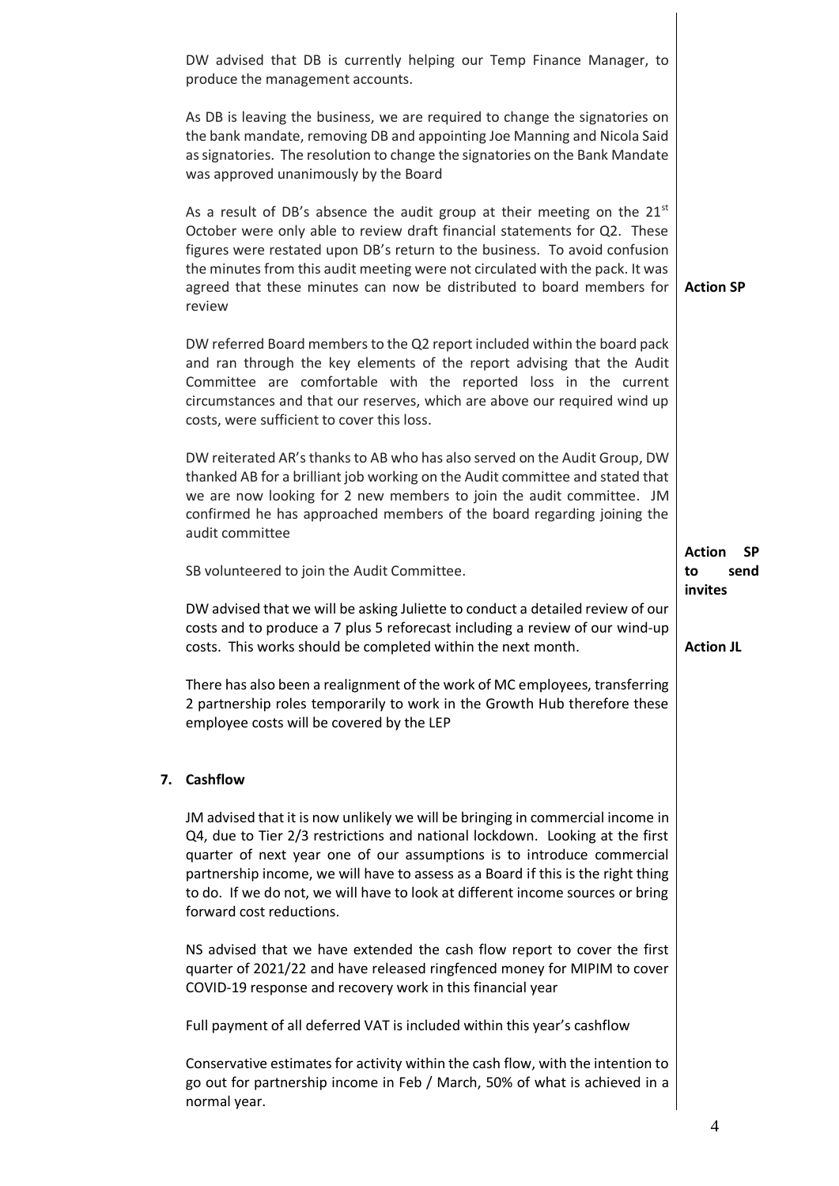DW advised that DB is currently helping our Temp Finance Manager, to produce the management accounts.

As DB is leaving the business, we are required to change the signatories on the bank mandate, removing DB and appointing Joe Manning and Nicola Said as signatories. The resolution to change the signatories on the Bank Mandate was approved unanimously by the Board

As a result of DB's absence the audit group at their meeting on the 21st October were only able to review draft financial statements for Q2. These figures were restated upon DB's return to the business. To avoid confusion the minutes from this audit meeting were not circulated with the pack. It was agreed that these minutes can now be distributed to board members for review — **Action SP**

DW referred Board members to the Q2 report included within the board pack and ran through the key elements of the report advising that the Audit Committee are comfortable with the reported loss in the current circumstances and that our reserves, which are above our required wind up costs, were sufficient to cover this loss.

DW reiterated AR's thanks to AB who has also served on the Audit Group, DW thanked AB for a brilliant job working on the Audit committee and stated that we are now looking for 2 new members to join the audit committee. JM confirmed he has approached members of the board regarding joining the audit committee

SB volunteered to join the Audit Committee. — **Action SP to send invites**

DW advised that we will be asking Juliette to conduct a detailed review of our costs and to produce a 7 plus 5 reforecast including a review of our wind-up costs. This works should be completed within the next month. — **Action JL**

There has also been a realignment of the work of MC employees, transferring 2 partnership roles temporarily to work in the Growth Hub therefore these employee costs will be covered by the LEP

**7. Cashflow**

JM advised that it is now unlikely we will be bringing in commercial income in Q4, due to Tier 2/3 restrictions and national lockdown. Looking at the first quarter of next year one of our assumptions is to introduce commercial partnership income, we will have to assess as a Board if this is the right thing to do. If we do not, we will have to look at different income sources or bring forward cost reductions.

NS advised that we have extended the cash flow report to cover the first quarter of 2021/22 and have released ringfenced money for MIPIM to cover COVID-19 response and recovery work in this financial year

Full payment of all deferred VAT is included within this year's cashflow

Conservative estimates for activity within the cash flow, with the intention to go out for partnership income in Feb / March, 50% of what is achieved in a normal year.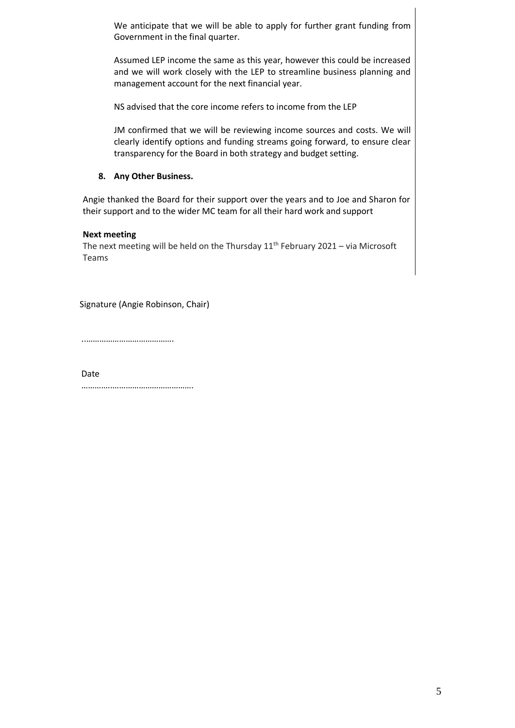We anticipate that we will be able to apply for further grant funding from Government in the final quarter.

Assumed LEP income the same as this year, however this could be increased and we will work closely with the LEP to streamline business planning and management account for the next financial year.

NS advised that the core income refers to income from the LEP

JM confirmed that we will be reviewing income sources and costs. We will clearly identify options and funding streams going forward, to ensure clear transparency for the Board in both strategy and budget setting.

**8. Any Other Business.**

Angie thanked the Board for their support over the years and to Joe and Sharon for their support and to the wider MC team for all their hard work and support

**Next meeting**

The next meeting will be held on the Thursday 11th February 2021 – via Microsoft Teams

Signature (Angie Robinson, Chair)

......................................

Date

…………..……………………………..